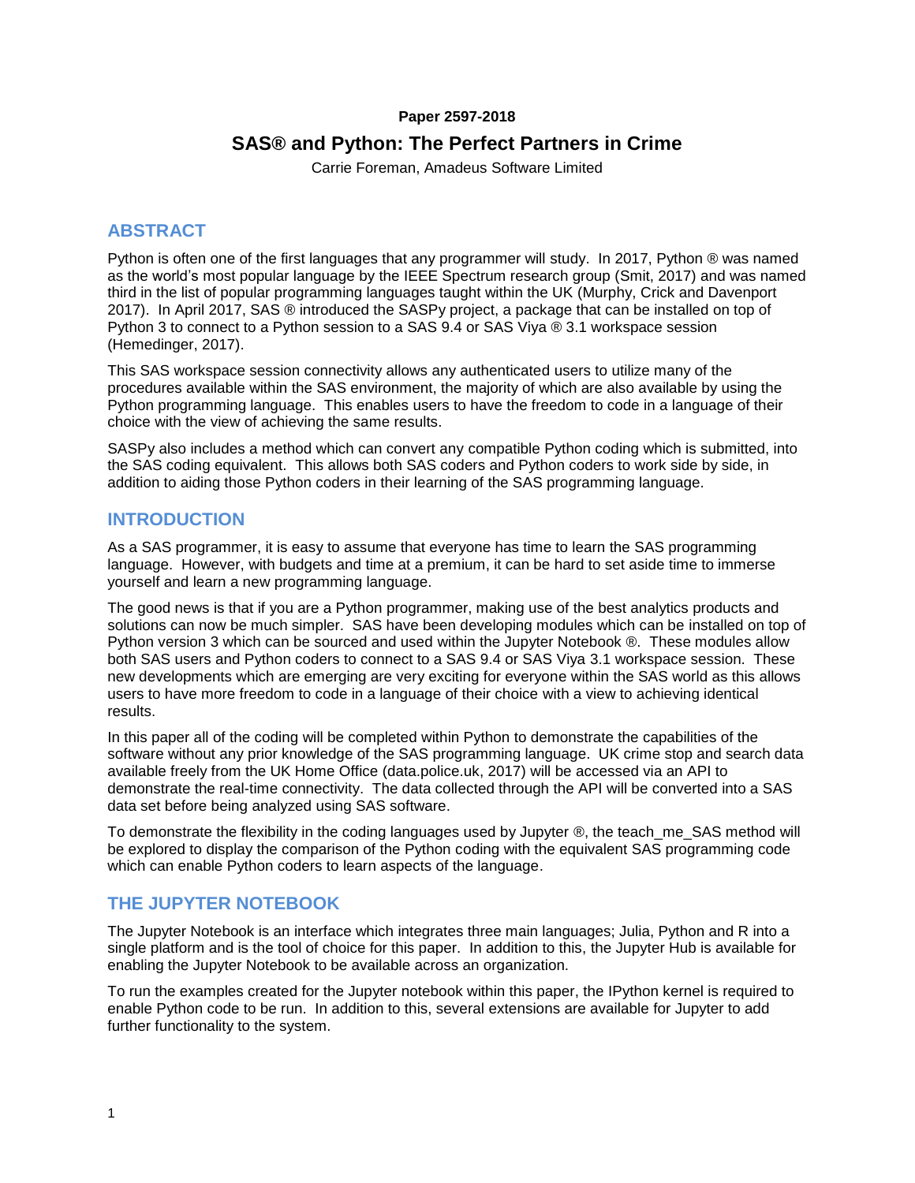**Paper 2597-2018**

# SAS® and Python: The Perfect Partners in Crime

Carrie Foreman, Amadeus Software Limited

## ABSTRACT

Python is often one of the first languages that any programmer will study. In 2017, Python ® was named as the world's most popular language by the IEEE Spectrum research group (Smit, 2017) and was named third in the list of popular programming languages taught within the UK (Murphy, Crick and Davenport 2017). In April 2017, SAS ® introduced the SASPy project, a package that can be installed on top of Python 3 to connect to a Python session to a SAS 9.4 or SAS Viya ® 3.1 workspace session (Hemedinger, 2017).

This SAS workspace session connectivity allows any authenticated users to utilize many of the procedures available within the SAS environment, the majority of which are also available by using the Python programming language. This enables users to have the freedom to code in a language of their choice with the view of achieving the same results.

SASPy also includes a method which can convert any compatible Python coding which is submitted, into the SAS coding equivalent. This allows both SAS coders and Python coders to work side by side, in addition to aiding those Python coders in their learning of the SAS programming language.

## INTRODUCTION

As a SAS programmer, it is easy to assume that everyone has time to learn the SAS programming language. However, with budgets and time at a premium, it can be hard to set aside time to immerse yourself and learn a new programming language.

The good news is that if you are a Python programmer, making use of the best analytics products and solutions can now be much simpler. SAS have been developing modules which can be installed on top of Python version 3 which can be sourced and used within the Jupyter Notebook ®. These modules allow both SAS users and Python coders to connect to a SAS 9.4 or SAS Viya 3.1 workspace session. These new developments which are emerging are very exciting for everyone within the SAS world as this allows users to have more freedom to code in a language of their choice with a view to achieving identical results.

In this paper all of the coding will be completed within Python to demonstrate the capabilities of the software without any prior knowledge of the SAS programming language. UK crime stop and search data available freely from the UK Home Office (data.police.uk, 2017) will be accessed via an API to demonstrate the real-time connectivity. The data collected through the API will be converted into a SAS data set before being analyzed using SAS software.

To demonstrate the flexibility in the coding languages used by Jupyter ®, the teach_me_SAS method will be explored to display the comparison of the Python coding with the equivalent SAS programming code which can enable Python coders to learn aspects of the language.

## THE JUPYTER NOTEBOOK

The Jupyter Notebook is an interface which integrates three main languages; Julia, Python and R into a single platform and is the tool of choice for this paper. In addition to this, the Jupyter Hub is available for enabling the Jupyter Notebook to be available across an organization.

To run the examples created for the Jupyter notebook within this paper, the IPython kernel is required to enable Python code to be run. In addition to this, several extensions are available for Jupyter to add further functionality to the system.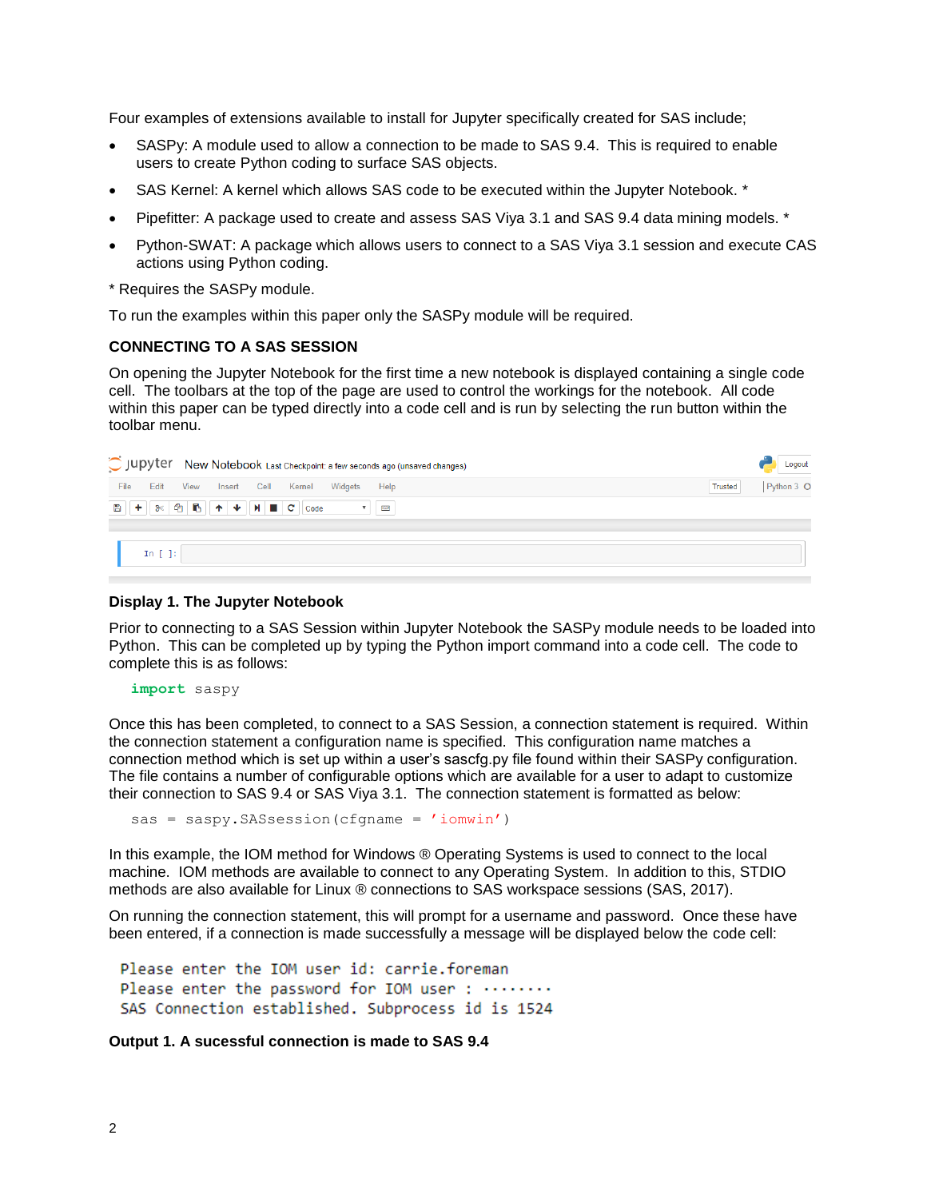Four examples of extensions available to install for Jupyter specifically created for SAS include;

- SASPy: A module used to allow a connection to be made to SAS 9.4. This is required to enable users to create Python coding to surface SAS objects.
- SAS Kernel: A kernel which allows SAS code to be executed within the Jupyter Notebook. *
- Pipefitter: A package used to create and assess SAS Viya 3.1 and SAS 9.4 data mining models. *
- Python-SWAT: A package which allows users to connect to a SAS Viya 3.1 session and execute CAS actions using Python coding.

* Requires the SASPy module.

To run the examples within this paper only the SASPy module will be required.

### CONNECTING TO A SAS SESSION

On opening the Jupyter Notebook for the first time a new notebook is displayed containing a single code cell. The toolbars at the top of the page are used to control the workings for the notebook. All code within this paper can be typed directly into a code cell and is run by selecting the run button within the toolbar menu.

**Display 1. The Jupyter Notebook**

Prior to connecting to a SAS Session within Jupyter Notebook the SASPy module needs to be loaded into Python. This can be completed up by typing the Python import command into a code cell. The code to complete this is as follows:

```
import saspy
```

Once this has been completed, to connect to a SAS Session, a connection statement is required. Within the connection statement a configuration name is specified. This configuration name matches a connection method which is set up within a user's sascfg.py file found within their SASPy configuration. The file contains a number of configurable options which are available for a user to adapt to customize their connection to SAS 9.4 or SAS Viya 3.1. The connection statement is formatted as below:

```
sas = saspy.SASsession(cfgname = 'iomwin')
```

In this example, the IOM method for Windows ® Operating Systems is used to connect to the local machine. IOM methods are available to connect to any Operating System. In addition to this, STDIO methods are also available for Linux ® connections to SAS workspace sessions (SAS, 2017).

On running the connection statement, this will prompt for a username and password. Once these have been entered, if a connection is made successfully a message will be displayed below the code cell:

```
Please enter the IOM user id: carrie.foreman
Please enter the password for IOM user : ········
SAS Connection established. Subprocess id is 1524
```

**Output 1. A sucessful connection is made to SAS 9.4**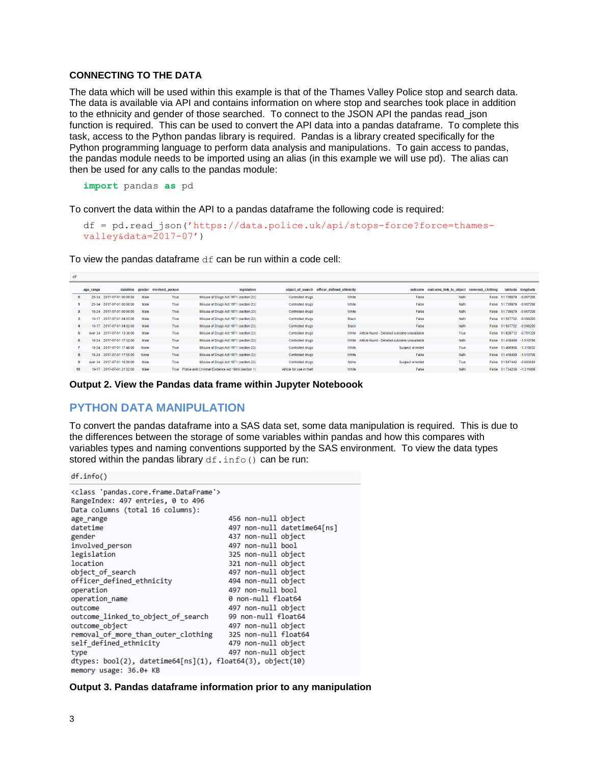### CONNECTING TO THE DATA

The data which will be used within this example is that of the Thames Valley Police stop and search data. The data is available via API and contains information on where stop and searches took place in addition to the ethnicity and gender of those searched. To connect to the JSON API the pandas read_json function is required. This can be used to convert the API data into a pandas dataframe. To complete this task, access to the Python pandas library is required. Pandas is a library created specifically for the Python programming language to perform data analysis and manipulations. To gain access to pandas, the pandas module needs to be imported using an alias (in this example we will use pd). The alias can then be used for any calls to the pandas module:

```
import pandas as pd
```

To convert the data within the API to a pandas dataframe the following code is required:

```
df = pd.read_json('https://data.police.uk/api/stops-force?force=thames-valley&data=2017-07')
```

To view the pandas dataframe `df` can be run within a code cell:

```
df
```

| | age_range | datetime | gender | involved_person | legislation | object_of_search | officer_defined_ethnicity | outcome | outcome_link_to_object | removed_clothing | latitude | longitude |
|---|---|---|---|---|---|---|---|---|---|---|---|---|
| 0 | 25-34 | 2017-07-01 00:00:00 | Male | True | Misuse of Drugs Act 1971 (section 23) | Controlled drugs | White | False | NaN | False | 51.739670 | -0.967298 |
| 1 | 25-34 | 2017-07-01 00:00:00 | Male | True | Misuse of Drugs Act 1971 (section 23) | Controlled drugs | White | False | NaN | False | 51.739670 | -0.967298 |
| 2 | 18-24 | 2017-07-01 00:00:00 | Male | True | Misuse of Drugs Act 1971 (section 23) | Controlled drugs | White | False | NaN | False | 51.739670 | -0.967298 |
| 3 | 10-17 | 2017-07-01 04:03:00 | Male | True | Misuse of Drugs Act 1971 (section 23) | Controlled drugs | Black | False | NaN | False | 51.507752 | -0.598295 |
| 4 | 10-17 | 2017-07-01 04:03:00 | Male | True | Misuse of Drugs Act 1971 (section 23) | Controlled drugs | Black | False | NaN | False | 51.507752 | -0.598295 |
| 5 | over 34 | 2017-07-01 13:30:00 | Male | True | Misuse of Drugs Act 1971 (section 23) | Controlled drugs | White | Article found - Detailed outcome unavailable | True | False | 51.626712 | -0.751329 |
| 6 | 18-24 | 2017-07-01 17:32:00 | Male | True | Misuse of Drugs Act 1971 (section 23) | Controlled drugs | White | Article found - Detailed outcome unavailable | NaN | False | 51.418490 | -1.510706 |
| 7 | 18-24 | 2017-07-01 17:48:00 | None | True | Misuse of Drugs Act 1971 (section 23) | Controlled drugs | White | Suspect arrested | True | False | 51.400908 | -1.319032 |
| 8 | 18-24 | 2017-07-01 17:55:00 | None | True | Misuse of Drugs Act 1971 (section 23) | Controlled drugs | White | False | NaN | False | 51.418490 | -1.510706 |
| 9 | over 34 | 2017-07-01 18:50:00 | Male | True | Misuse of Drugs Act 1971 (section 23) | Controlled drugs | None | Suspect arrested | True | False | 51.547442 | -0.893619 |
| 10 | 10-17 | 2017-07-01 21:52:00 | Male | True | Police and Criminal Evidence Act 1984 (section 1) | Article for use in theft | White | False | NaN | False | 51.734236 | -1.211889 |

**Output 2. View the Pandas data frame within Jupyter Noteboook**

## PYTHON DATA MANIPULATION

To convert the pandas dataframe into a SAS data set, some data manipulation is required. This is due to the differences between the storage of some variables within pandas and how this compares with variables types and naming conventions supported by the SAS environment. To view the data types stored within the pandas library `df.info()` can be run:

```
df.info()
```

```
<class 'pandas.core.frame.DataFrame'>
RangeIndex: 497 entries, 0 to 496
Data columns (total 16 columns):
age_range                                   456 non-null object
datetime                                    497 non-null datetime64[ns]
gender                                      437 non-null object
involved_person                             497 non-null bool
legislation                                 325 non-null object
location                                    321 non-null object
object_of_search                            497 non-null object
officer_defined_ethnicity                   494 non-null object
operation                                   497 non-null bool
operation_name                              0 non-null float64
outcome                                     497 non-null object
outcome_linked_to_object_of_search          99 non-null float64
outcome_object                              497 non-null object
removal_of_more_than_outer_clothing         325 non-null float64
self_defined_ethnicity                      479 non-null object
type                                        497 non-null object
dtypes: bool(2), datetime64[ns](1), float64(3), object(10)
memory usage: 36.0+ KB
```

**Output 3. Pandas dataframe information prior to any manipulation**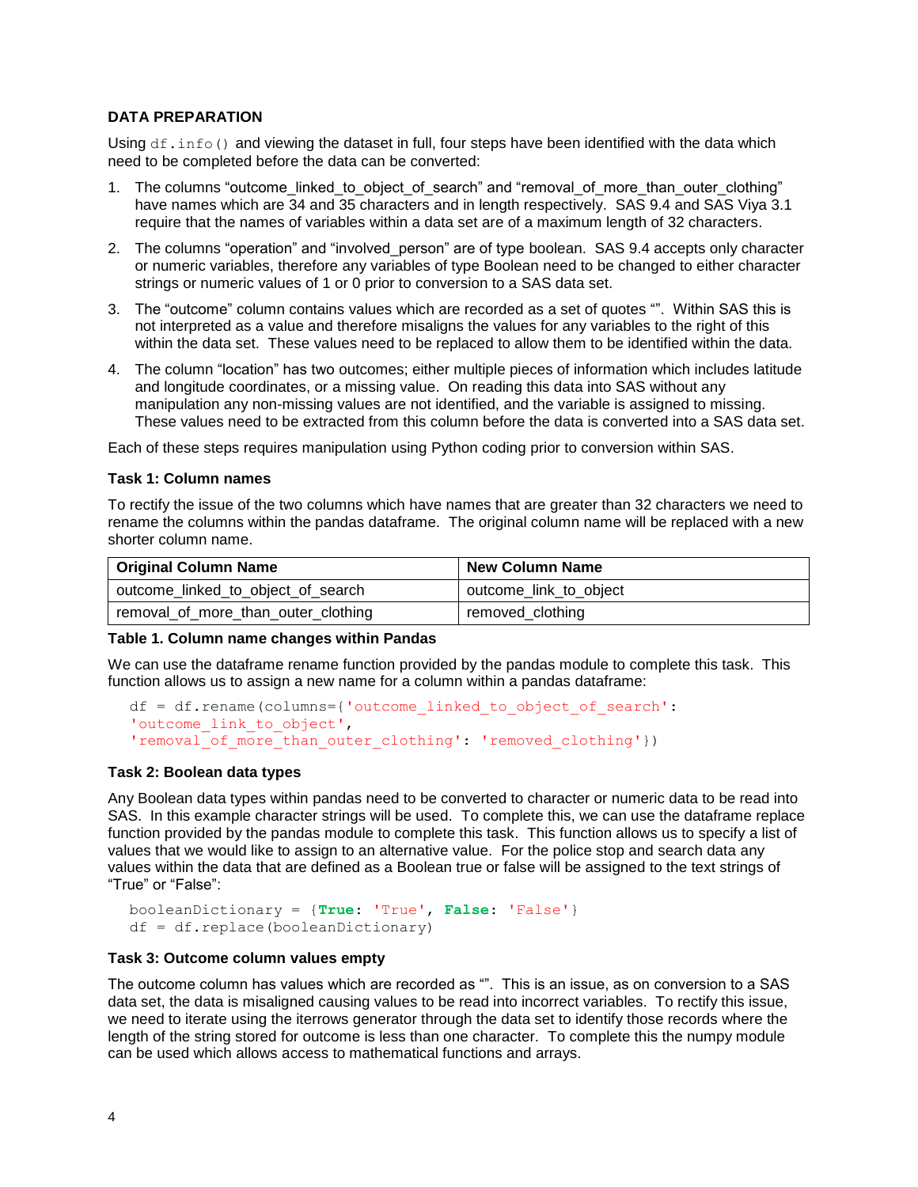**DATA PREPARATION**

Using `df.info()` and viewing the dataset in full, four steps have been identified with the data which need to be completed before the data can be converted:

1. The columns "outcome_linked_to_object_of_search" and "removal_of_more_than_outer_clothing" have names which are 34 and 35 characters and in length respectively. SAS 9.4 and SAS Viya 3.1 require that the names of variables within a data set are of a maximum length of 32 characters.
2. The columns "operation" and "involved_person" are of type boolean. SAS 9.4 accepts only character or numeric variables, therefore any variables of type Boolean need to be changed to either character strings or numeric values of 1 or 0 prior to conversion to a SAS data set.
3. The "outcome" column contains values which are recorded as a set of quotes "". Within SAS this is not interpreted as a value and therefore misaligns the values for any variables to the right of this within the data set. These values need to be replaced to allow them to be identified within the data.
4. The column "location" has two outcomes; either multiple pieces of information which includes latitude and longitude coordinates, or a missing value. On reading this data into SAS without any manipulation any non-missing values are not identified, and the variable is assigned to missing. These values need to be extracted from this column before the data is converted into a SAS data set.

Each of these steps requires manipulation using Python coding prior to conversion within SAS.

**Task 1: Column names**

To rectify the issue of the two columns which have names that are greater than 32 characters we need to rename the columns within the pandas dataframe. The original column name will be replaced with a new shorter column name.

| Original Column Name | New Column Name |
|---|---|
| outcome_linked_to_object_of_search | outcome_link_to_object |
| removal_of_more_than_outer_clothing | removed_clothing |

**Table 1. Column name changes within Pandas**

We can use the dataframe rename function provided by the pandas module to complete this task. This function allows us to assign a new name for a column within a pandas dataframe:

```
df = df.rename(columns={'outcome_linked_to_object_of_search':
'outcome_link_to_object',
'removal_of_more_than_outer_clothing': 'removed_clothing'})
```

**Task 2: Boolean data types**

Any Boolean data types within pandas need to be converted to character or numeric data to be read into SAS. In this example character strings will be used. To complete this, we can use the dataframe replace function provided by the pandas module to complete this task. This function allows us to specify a list of values that we would like to assign to an alternative value. For the police stop and search data any values within the data that are defined as a Boolean true or false will be assigned to the text strings of "True" or "False":

```
booleanDictionary = {True: 'True', False: 'False'}
df = df.replace(booleanDictionary)
```

**Task 3: Outcome column values empty**

The outcome column has values which are recorded as "". This is an issue, as on conversion to a SAS data set, the data is misaligned causing values to be read into incorrect variables. To rectify this issue, we need to iterate using the iterrows generator through the data set to identify those records where the length of the string stored for outcome is less than one character. To complete this the numpy module can be used which allows access to mathematical functions and arrays.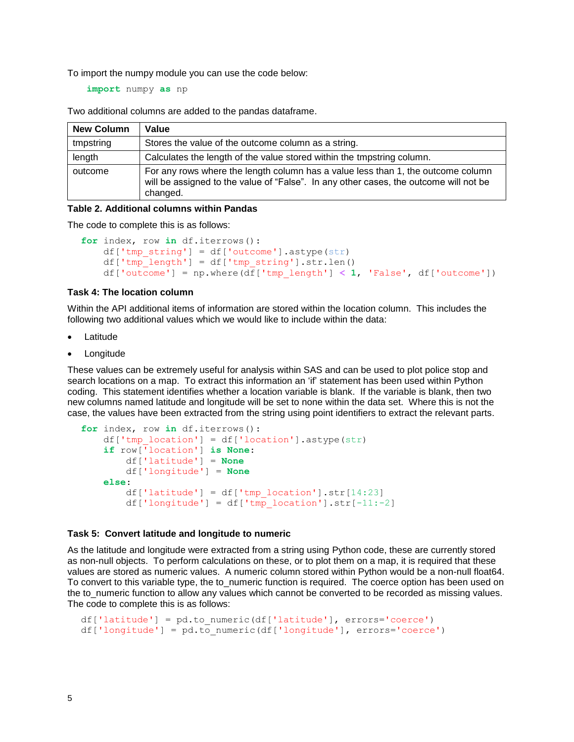To import the numpy module you can use the code below:

```
import numpy as np
```

Two additional columns are added to the pandas dataframe.

| New Column | Value |
|---|---|
| tmpstring | Stores the value of the outcome column as a string. |
| length | Calculates the length of the value stored within the tmpstring column. |
| outcome | For any rows where the length column has a value less than 1, the outcome column will be assigned to the value of "False". In any other cases, the outcome will not be changed. |

**Table 2. Additional columns within Pandas**

The code to complete this is as follows:

```
for index, row in df.iterrows():
    df['tmp_string'] = df['outcome'].astype(str)
    df['tmp_length'] = df['tmp_string'].str.len()
    df['outcome'] = np.where(df['tmp_length'] < 1, 'False', df['outcome'])
```

### Task 4: The location column

Within the API additional items of information are stored within the location column. This includes the following two additional values which we would like to include within the data:

- Latitude
- Longitude

These values can be extremely useful for analysis within SAS and can be used to plot police stop and search locations on a map. To extract this information an 'if' statement has been used within Python coding. This statement identifies whether a location variable is blank. If the variable is blank, then two new columns named latitude and longitude will be set to none within the data set. Where this is not the case, the values have been extracted from the string using point identifiers to extract the relevant parts.

```
for index, row in df.iterrows():
    df['tmp_location'] = df['location'].astype(str)
    if row['location'] is None:
        df['latitude'] = None
        df['longitude'] = None
    else:
        df['latitude'] = df['tmp_location'].str[14:23]
        df['longitude'] = df['tmp_location'].str[-11:-2]
```

### Task 5: Convert latitude and longitude to numeric

As the latitude and longitude were extracted from a string using Python code, these are currently stored as non-null objects. To perform calculations on these, or to plot them on a map, it is required that these values are stored as numeric values. A numeric column stored within Python would be a non-null float64. To convert to this variable type, the to_numeric function is required. The coerce option has been used on the to_numeric function to allow any values which cannot be converted to be recorded as missing values. The code to complete this is as follows:

```
df['latitude'] = pd.to_numeric(df['latitude'], errors='coerce')
df['longitude'] = pd.to_numeric(df['longitude'], errors='coerce')
```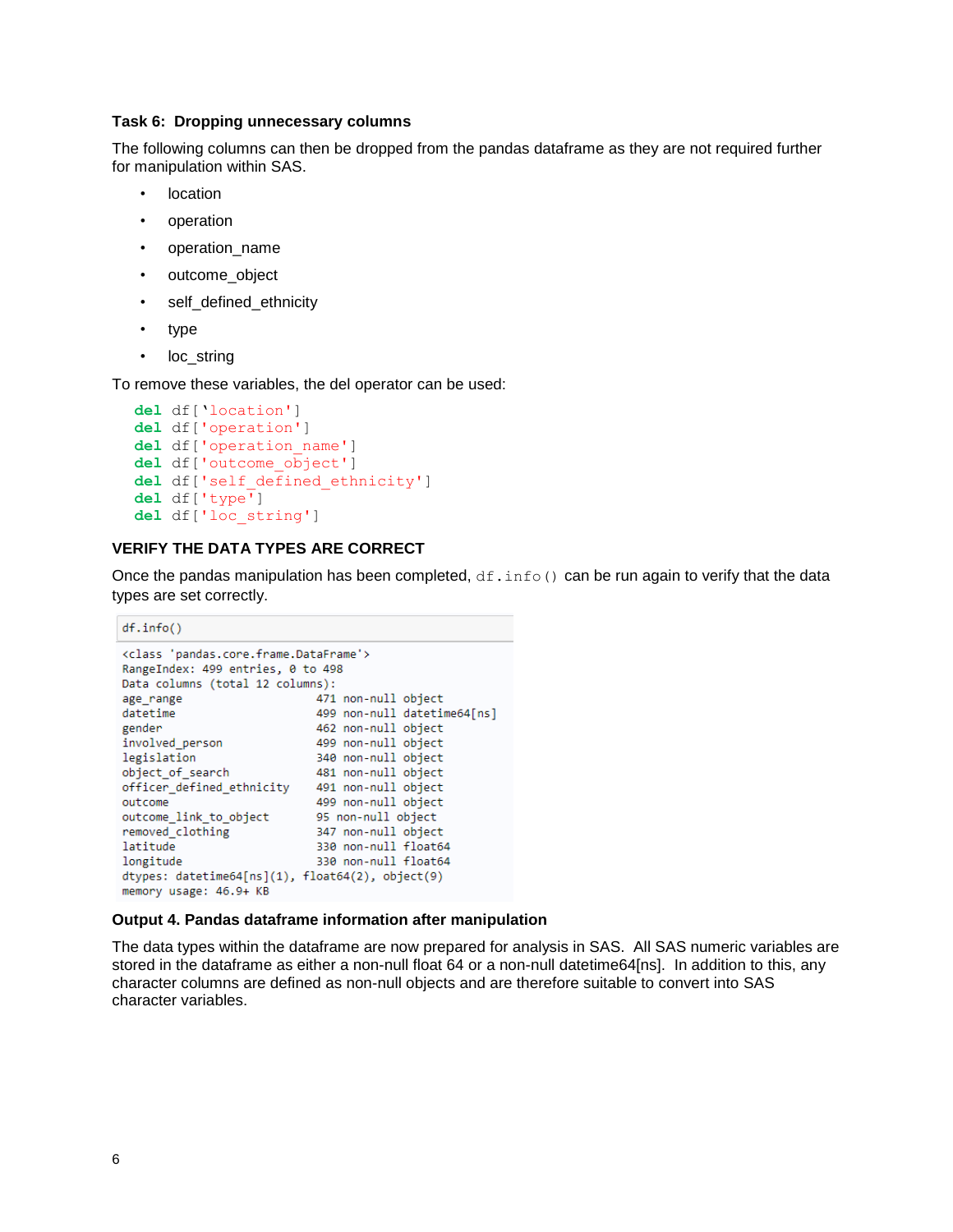### Task 6:  Dropping unnecessary columns

The following columns can then be dropped from the pandas dataframe as they are not required further for manipulation within SAS.

- location
- operation
- operation_name
- outcome_object
- self_defined_ethnicity
- type
- loc_string

To remove these variables, the del operator can be used:

```
del df['location']
del df['operation']
del df['operation_name']
del df['outcome_object']
del df['self_defined_ethnicity']
del df['type']
del df['loc_string']
```

### VERIFY THE DATA TYPES ARE CORRECT

Once the pandas manipulation has been completed, `df.info()` can be run again to verify that the data types are set correctly.

```
df.info()
```

```
<class 'pandas.core.frame.DataFrame'>
RangeIndex: 499 entries, 0 to 498
Data columns (total 12 columns):
age_range                   471 non-null object
datetime                    499 non-null datetime64[ns]
gender                      462 non-null object
involved_person             499 non-null object
legislation                 340 non-null object
object_of_search            481 non-null object
officer_defined_ethnicity   491 non-null object
outcome                     499 non-null object
outcome_link_to_object      95 non-null object
removed_clothing            347 non-null object
latitude                    330 non-null float64
longitude                   330 non-null float64
dtypes: datetime64[ns](1), float64(2), object(9)
memory usage: 46.9+ KB
```

**Output 4. Pandas dataframe information after manipulation**

The data types within the dataframe are now prepared for analysis in SAS. All SAS numeric variables are stored in the dataframe as either a non-null float 64 or a non-null datetime64[ns]. In addition to this, any character columns are defined as non-null objects and are therefore suitable to convert into SAS character variables.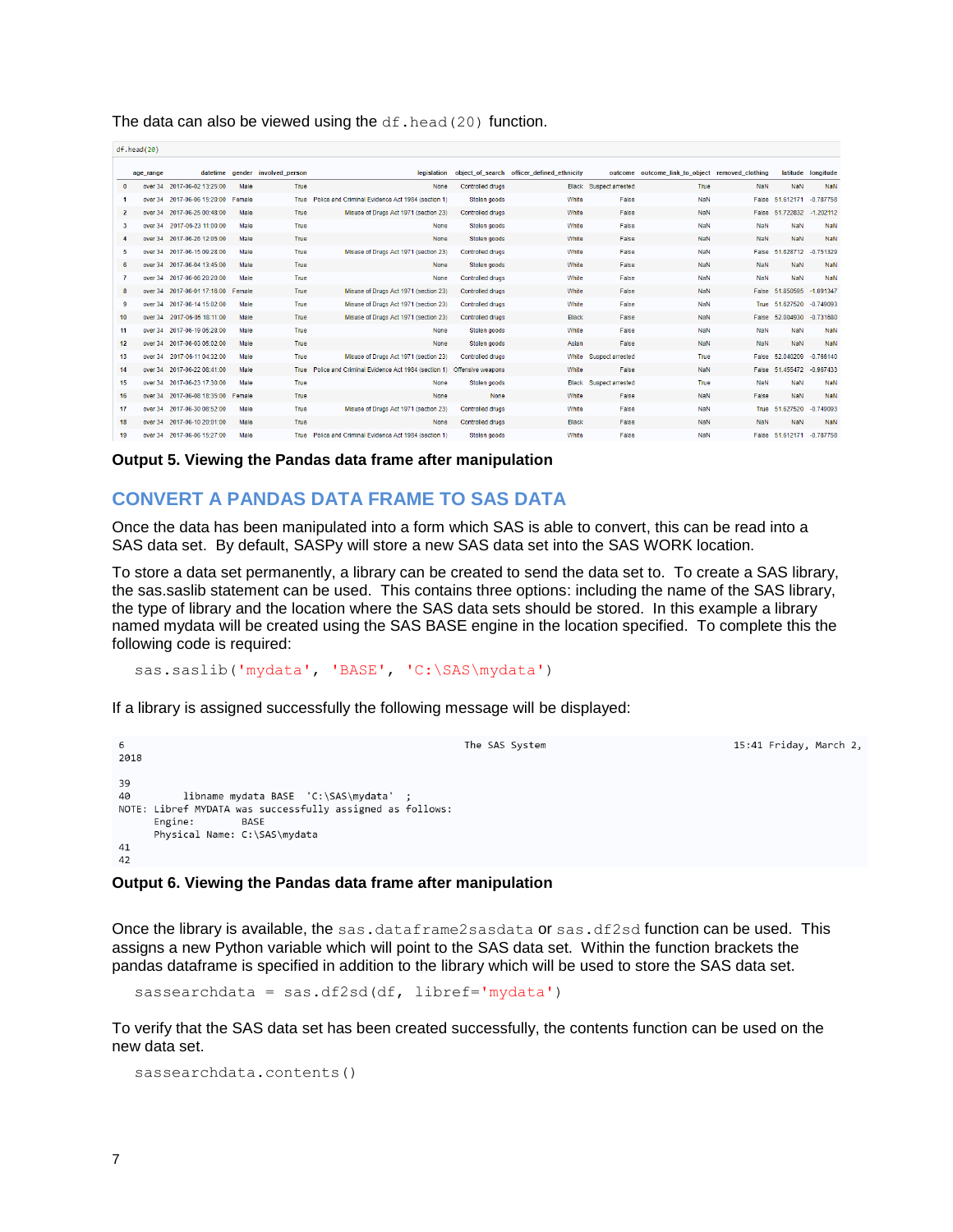The data can also be viewed using the `df.head(20)` function.

```
df.head(20)
```

| | age_range | datetime | gender | involved_person | legislation | object_of_search | officer_defined_ethnicity | outcome | outcome_link_to_object | removed_clothing | latitude | longitude |
|---|---|---|---|---|---|---|---|---|---|---|---|---|
| 0 | over 34 | 2017-06-02 13:25:00 | Male | True | None | Controlled drugs | Black | Suspect arrested | True | NaN | NaN | NaN |
| 1 | over 34 | 2017-06-06 15:20:00 | Female | True | Police and Criminal Evidence Act 1984 (section 1) | Stolen goods | White | False | NaN | False | 51.612171 | -0.787758 |
| 2 | over 34 | 2017-06-25 00:48:00 | Male | True | Misuse of Drugs Act 1971 (section 23) | Controlled drugs | White | False | NaN | False | 51.722632 | -1.202112 |
| 3 | over 34 | 2017-06-23 11:00:00 | Male | True | None | Stolen goods | White | False | NaN | NaN | NaN | NaN |
| 4 | over 34 | 2017-06-26 12:05:00 | Male | True | None | Stolen goods | White | False | NaN | NaN | NaN | NaN |
| 5 | over 34 | 2017-06-15 09:28:00 | Male | True | Misuse of Drugs Act 1971 (section 23) | Controlled drugs | White | False | NaN | False | 51.628712 | -0.751329 |
| 6 | over 34 | 2017-06-04 13:45:00 | Male | True | None | Stolen goods | White | False | NaN | NaN | NaN | NaN |
| 7 | over 34 | 2017-06-06 20:20:00 | Male | True | None | Controlled drugs | White | False | NaN | NaN | NaN | NaN |
| 8 | over 34 | 2017-06-01 17:18:00 | Female | True | Misuse of Drugs Act 1971 (section 23) | Controlled drugs | White | False | NaN | False | 51.850595 | -1.091347 |
| 9 | over 34 | 2017-06-14 15:02:00 | Male | True | Misuse of Drugs Act 1971 (section 23) | Controlled drugs | White | False | NaN | True | 51.627520 | -0.749093 |
| 10 | over 34 | 2017-06-05 18:11:00 | Male | True | Misuse of Drugs Act 1971 (section 23) | Controlled drugs | Black | False | NaN | False | 52.004930 | -0.731680 |
| 11 | over 34 | 2017-06-19 05:28:00 | Male | True | None | Stolen goods | White | False | NaN | NaN | NaN | NaN |
| 12 | over 34 | 2017-06-03 05:02:00 | Male | True | None | Stolen goods | Asian | False | NaN | NaN | NaN | NaN |
| 13 | over 34 | 2017-06-11 04:32:00 | Male | True | Misuse of Drugs Act 1971 (section 23) | Controlled drugs | White | Suspect arrested | True | False | 52.040209 | -0.786140 |
| 14 | over 34 | 2017-06-22 08:41:00 | Male | True | Police and Criminal Evidence Act 1984 (section 1) | Offensive weapons | White | False | NaN | False | 51.455472 | -0.967433 |
| 15 | over 34 | 2017-06-23 17:30:00 | Male | True | None | Stolen goods | Black | Suspect arrested | True | NaN | NaN | NaN |
| 16 | over 34 | 2017-06-08 18:35:00 | Female | True | None | None | White | False | NaN | False | NaN | NaN |
| 17 | over 34 | 2017-06-30 08:52:00 | Male | True | Misuse of Drugs Act 1971 (section 23) | Controlled drugs | White | False | NaN | True | 51.627520 | -0.749093 |
| 18 | over 34 | 2017-06-10 20:01:00 | Male | True | None | Controlled drugs | Black | False | NaN | NaN | NaN | NaN |
| 19 | over 34 | 2017-06-06 15:27:00 | Male | True | Police and Criminal Evidence Act 1984 (section 1) | Stolen goods | White | False | NaN | False | 51.612171 | -0.787758 |

**Output 5. Viewing the Pandas data frame after manipulation**

## CONVERT A PANDAS DATA FRAME TO SAS DATA

Once the data has been manipulated into a form which SAS is able to convert, this can be read into a SAS data set. By default, SASPy will store a new SAS data set into the SAS WORK location.

To store a data set permanently, a library can be created to send the data set to. To create a SAS library, the sas.saslib statement can be used. This contains three options: including the name of the SAS library, the type of library and the location where the SAS data sets should be stored. In this example a library named mydata will be created using the SAS BASE engine in the location specified. To complete this the following code is required:

```
sas.saslib('mydata', 'BASE', 'C:\SAS\mydata')
```

If a library is assigned successfully the following message will be displayed:

```
6                                                   The SAS System                          15:41 Friday, March 2,
2018

39
40          libname mydata BASE  'C:\SAS\mydata'  ;
NOTE: Libref MYDATA was successfully assigned as follows:
      Engine:        BASE
      Physical Name: C:\SAS\mydata
41
42
```

**Output 6. Viewing the Pandas data frame after manipulation**

Once the library is available, the `sas.dataframe2sasdata` or `sas.df2sd` function can be used. This assigns a new Python variable which will point to the SAS data set. Within the function brackets the pandas dataframe is specified in addition to the library which will be used to store the SAS data set.

```
sassearchdata = sas.df2sd(df, libref='mydata')
```

To verify that the SAS data set has been created successfully, the contents function can be used on the new data set.

```
sassearchdata.contents()
```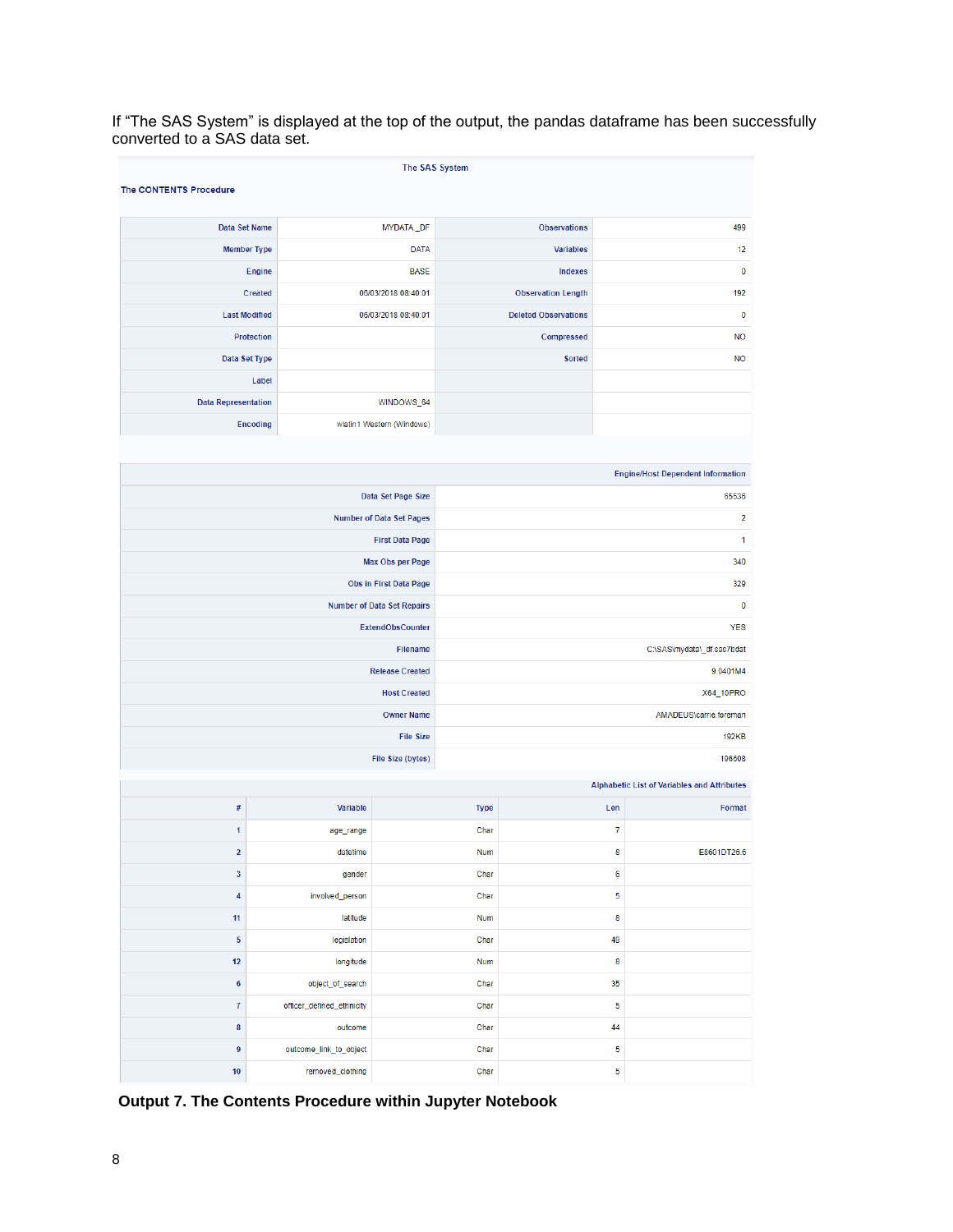If “The SAS System” is displayed at the top of the output, the pandas dataframe has been successfully converted to a SAS data set.

The SAS System

The CONTENTS Procedure

| | | | |
|---|---|---|---|
| Data Set Name | MYDATA_DF | Observations | 499 |
| Member Type | DATA | Variables | 12 |
| Engine | BASE | Indexes | 0 |
| Created | 06/03/2018 08:40:01 | Observation Length | 192 |
| Last Modified | 06/03/2018 08:40:01 | Deleted Observations | 0 |
| Protection | | Compressed | NO |
| Data Set Type | | Sorted | NO |
| Label | | | |
| Data Representation | WINDOWS_64 | | |
| Encoding | wlatin1 Western (Windows) | | |

| Engine/Host Dependent Information | |
|---|---|
| Data Set Page Size | 65536 |
| Number of Data Set Pages | 2 |
| First Data Page | 1 |
| Max Obs per Page | 340 |
| Obs in First Data Page | 329 |
| Number of Data Set Repairs | 0 |
| ExtendObsCounter | YES |
| Filename | C:\SAS\mydata\_df.sas7bdat |
| Release Created | 9.0401M4 |
| Host Created | X64_10PRO |
| Owner Name | AMADEUS\carrie.foreman |
| File Size | 192KB |
| File Size (bytes) | 196608 |

Alphabetic List of Variables and Attributes

| # | Variable | Type | Len | Format |
|---|---|---|---|---|
| 1 | age_range | Char | 7 | |
| 2 | datetime | Num | 8 | E8601DT26.6 |
| 3 | gender | Char | 6 | |
| 4 | involved_person | Char | 5 | |
| 11 | latitude | Num | 8 | |
| 5 | legislation | Char | 49 | |
| 12 | longitude | Num | 8 | |
| 6 | object_of_search | Char | 35 | |
| 7 | officer_defined_ethnicity | Char | 5 | |
| 8 | outcome | Char | 44 | |
| 9 | outcome_link_to_object | Char | 5 | |
| 10 | removed_clothing | Char | 5 | |

**Output 7. The Contents Procedure within Jupyter Notebook**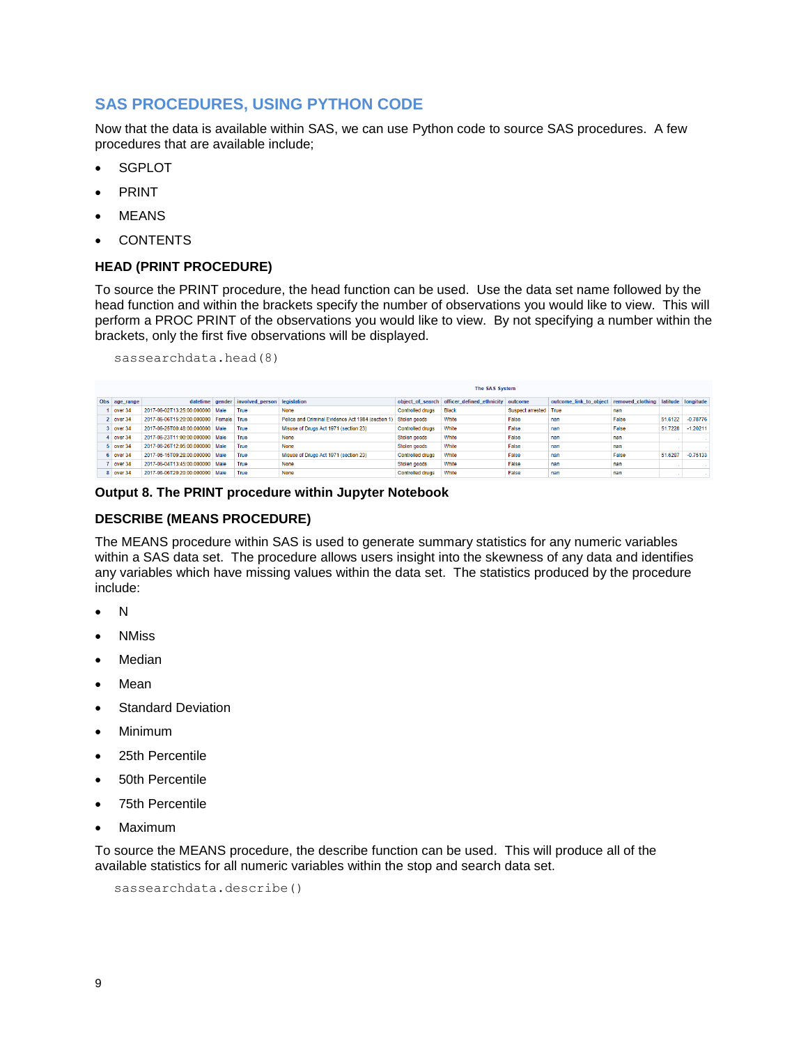## SAS PROCEDURES, USING PYTHON CODE

Now that the data is available within SAS, we can use Python code to source SAS procedures. A few procedures that are available include;

- SGPLOT
- PRINT
- MEANS
- CONTENTS

### HEAD (PRINT PROCEDURE)

To source the PRINT procedure, the head function can be used. Use the data set name followed by the head function and within the brackets specify the number of observations you would like to view. This will perform a PROC PRINT of the observations you would like to view. By not specifying a number within the brackets, only the first five observations will be displayed.

```
sassearchdata.head(8)
```

The SAS System

| Obs | age_range | datetime | gender | involved_person | legislation | object_of_search | officer_defined_ethnicity | outcome | outcome_link_to_object | removed_clothing | latitude | longitude |
|---|---|---|---|---|---|---|---|---|---|---|---|---|
| 1 | over 34 | 2017-06-02T13:25:00.000000 | Male | True | None | Controlled drugs | Black | Suspect arrested | True | nan | . | . |
| 2 | over 34 | 2017-06-06T15:20:00.000000 | Female | True | Police and Criminal Evidence Act 1984 (section 1) | Stolen goods | White | False | nan | False | 51.6122 | -0.78776 |
| 3 | over 34 | 2017-06-25T09:48:00.000000 | Male | True | Misuse of Drugs Act 1971 (section 23) | Controlled drugs | White | False | nan | False | 51.7226 | -1.20211 |
| 4 | over 34 | 2017-06-23T11:00:00.000000 | Male | True | None | Stolen goods | White | False | nan | nan | . | . |
| 5 | over 34 | 2017-06-26T12:05:00.000000 | Male | True | None | Stolen goods | White | False | nan | nan | . | . |
| 6 | over 34 | 2017-06-15T09:28:00.000000 | Male | True | Misuse of Drugs Act 1971 (section 23) | Controlled drugs | White | False | nan | False | 51.6287 | -0.75133 |
| 7 | over 34 | 2017-06-04T13:45:00.000000 | Male | True | None | Stolen goods | White | False | nan | nan | . | . |
| 8 | over 34 | 2017-06-06T20:20:00.000000 | Male | True | None | Controlled drugs | White | False | nan | nan | . | . |

**Output 8. The PRINT procedure within Jupyter Notebook**

### DESCRIBE (MEANS PROCEDURE)

The MEANS procedure within SAS is used to generate summary statistics for any numeric variables within a SAS data set. The procedure allows users insight into the skewness of any data and identifies any variables which have missing values within the data set. The statistics produced by the procedure include:

- N
- NMiss
- Median
- Mean
- Standard Deviation
- Minimum
- 25th Percentile
- 50th Percentile
- 75th Percentile
- Maximum

To source the MEANS procedure, the describe function can be used. This will produce all of the available statistics for all numeric variables within the stop and search data set.

```
sassearchdata.describe()
```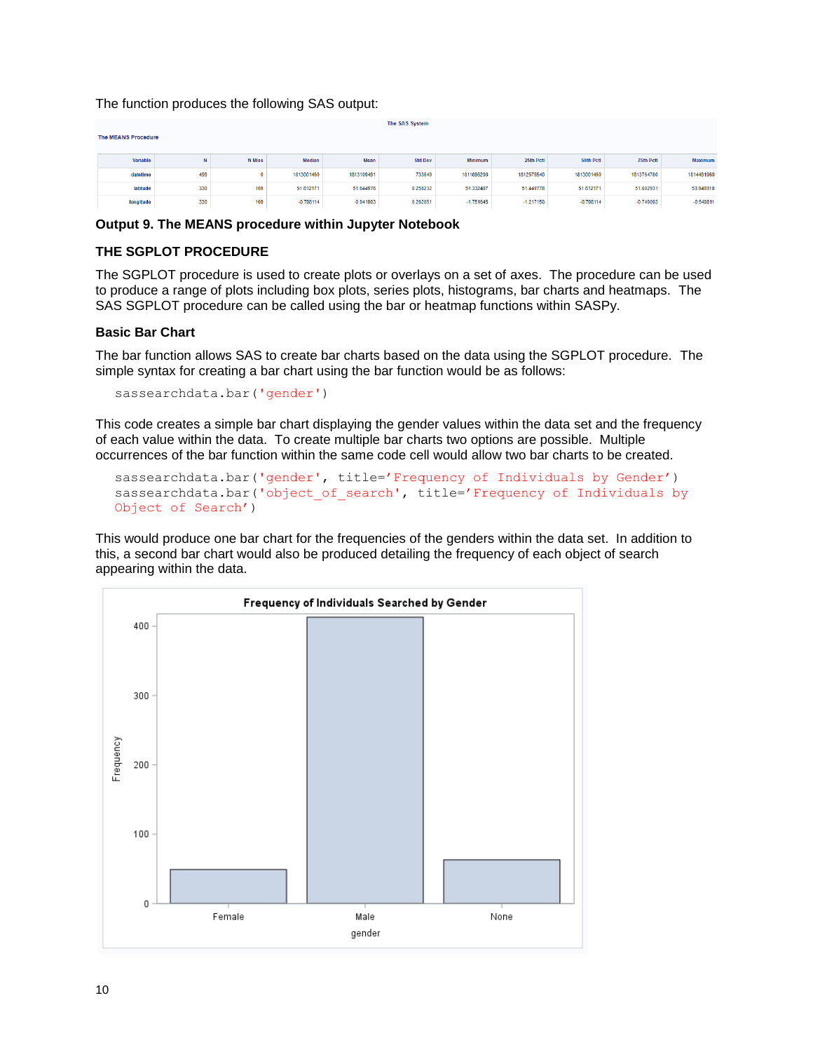The function produces the following SAS output:

The SAS System

The MEANS Procedure

| Variable | N | N Miss | Median | Mean | Std Dev | Minimum | 25th Pctl | 50th Pctl | 75th Pctl | Maximum |
|---|---|---|---|---|---|---|---|---|---|---|
| datetime | 499 | 0 | 1813001460 | 1813108481 | 733649 | 1811808200 | 1812576540 | 1813001460 | 1813764780 | 1814481960 |
| latitude | 330 | 169 | 51.612171 | 51.644976 | 0.258232 | 51.332407 | 51.449778 | 51.612171 | 51.802931 | 53.949318 |
| longitude | 330 | 169 | -0.798114 | -0.941803 | 0.292051 | -1.751645 | -1.217150 | -0.798114 | -0.749083 | -0.549811 |

**Output 9. The MEANS procedure within Jupyter Notebook**

**THE SGPLOT PROCEDURE**

The SGPLOT procedure is used to create plots or overlays on a set of axes. The procedure can be used to produce a range of plots including box plots, series plots, histograms, bar charts and heatmaps. The SAS SGPLOT procedure can be called using the bar or heatmap functions within SASPy.

**Basic Bar Chart**

The bar function allows SAS to create bar charts based on the data using the SGPLOT procedure. The simple syntax for creating a bar chart using the bar function would be as follows:

```
sassearchdata.bar('gender')
```

This code creates a simple bar chart displaying the gender values within the data set and the frequency of each value within the data. To create multiple bar charts two options are possible. Multiple occurrences of the bar function within the same code cell would allow two bar charts to be created.

```
sassearchdata.bar('gender', title='Frequency of Individuals by Gender')
sassearchdata.bar('object_of_search', title='Frequency of Individuals by Object of Search')
```

This would produce one bar chart for the frequencies of the genders within the data set. In addition to this, a second bar chart would also be produced detailing the frequency of each object of search appearing within the data.

Frequency of Individuals Searched by Gender

| gender | Frequency |
|---|---|
| Female | ~50 |
| Male | ~413 |
| None | ~63 |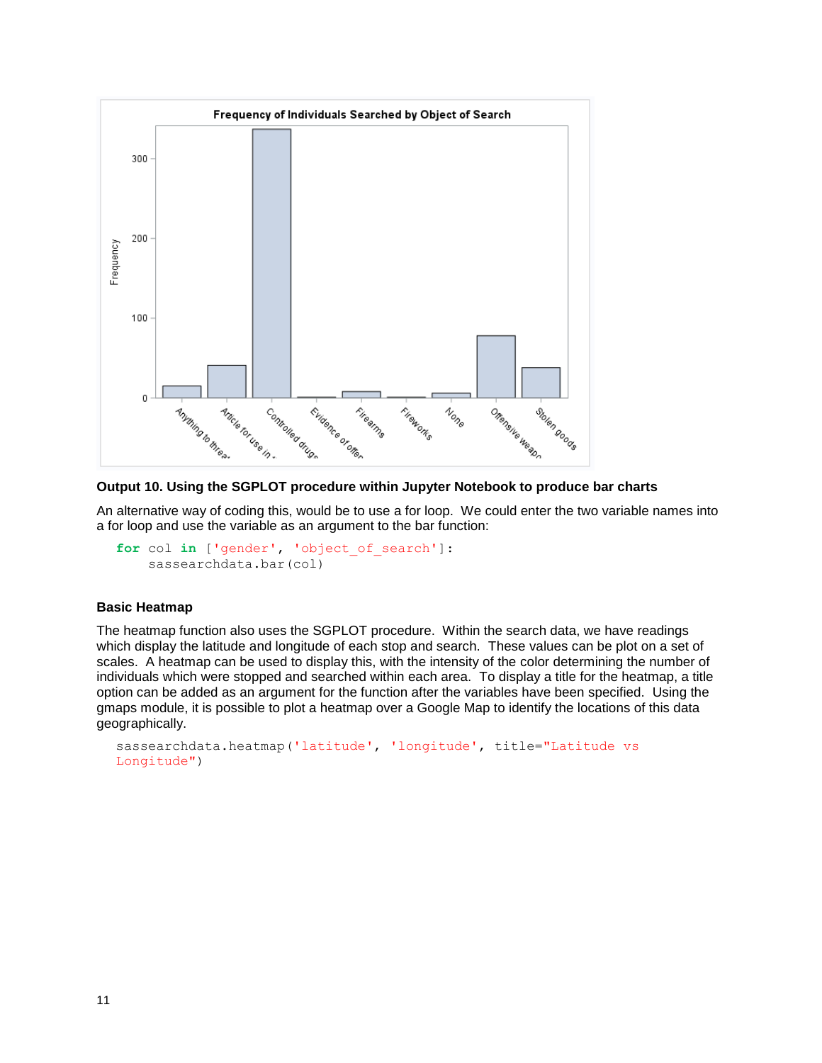**Output 10. Using the SGPLOT procedure within Jupyter Notebook to produce bar charts**

An alternative way of coding this, would be to use a for loop. We could enter the two variable names into a for loop and use the variable as an argument to the bar function:

```
for col in ['gender', 'object_of_search']:
    sassearchdata.bar(col)
```

### Basic Heatmap

The heatmap function also uses the SGPLOT procedure. Within the search data, we have readings which display the latitude and longitude of each stop and search. These values can be plot on a set of scales. A heatmap can be used to display this, with the intensity of the color determining the number of individuals which were stopped and searched within each area. To display a title for the heatmap, a title option can be added as an argument for the function after the variables have been specified. Using the gmaps module, it is possible to plot a heatmap over a Google Map to identify the locations of this data geographically.

```
sassearchdata.heatmap('latitude', 'longitude', title="Latitude vs Longitude")
```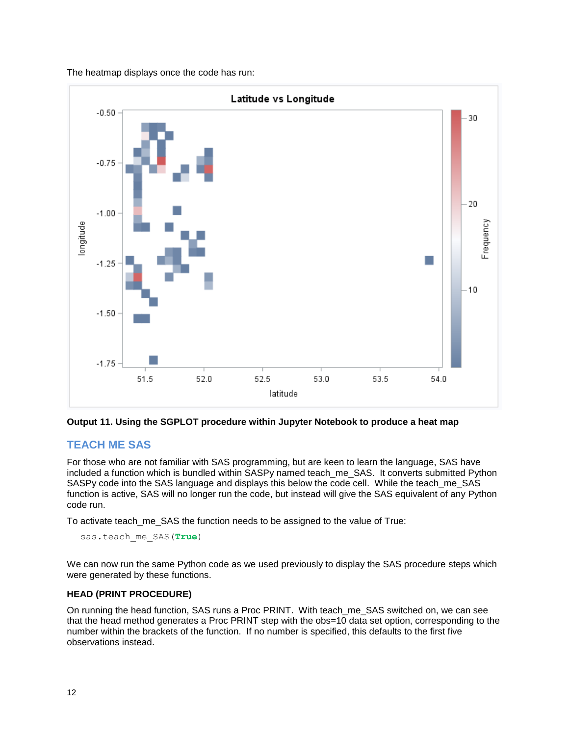The heatmap displays once the code has run:

**Output 11. Using the SGPLOT procedure within Jupyter Notebook to produce a heat map**

## TEACH ME SAS

For those who are not familiar with SAS programming, but are keen to learn the language, SAS have included a function which is bundled within SASPy named teach_me_SAS. It converts submitted Python SASPy code into the SAS language and displays this below the code cell. While the teach_me_SAS function is active, SAS will no longer run the code, but instead will give the SAS equivalent of any Python code run.

To activate teach_me_SAS the function needs to be assigned to the value of True:

```
sas.teach_me_SAS(True)
```

We can now run the same Python code as we used previously to display the SAS procedure steps which were generated by these functions.

### HEAD (PRINT PROCEDURE)

On running the head function, SAS runs a Proc PRINT. With teach_me_SAS switched on, we can see that the head method generates a Proc PRINT step with the obs=10 data set option, corresponding to the number within the brackets of the function. If no number is specified, this defaults to the first five observations instead.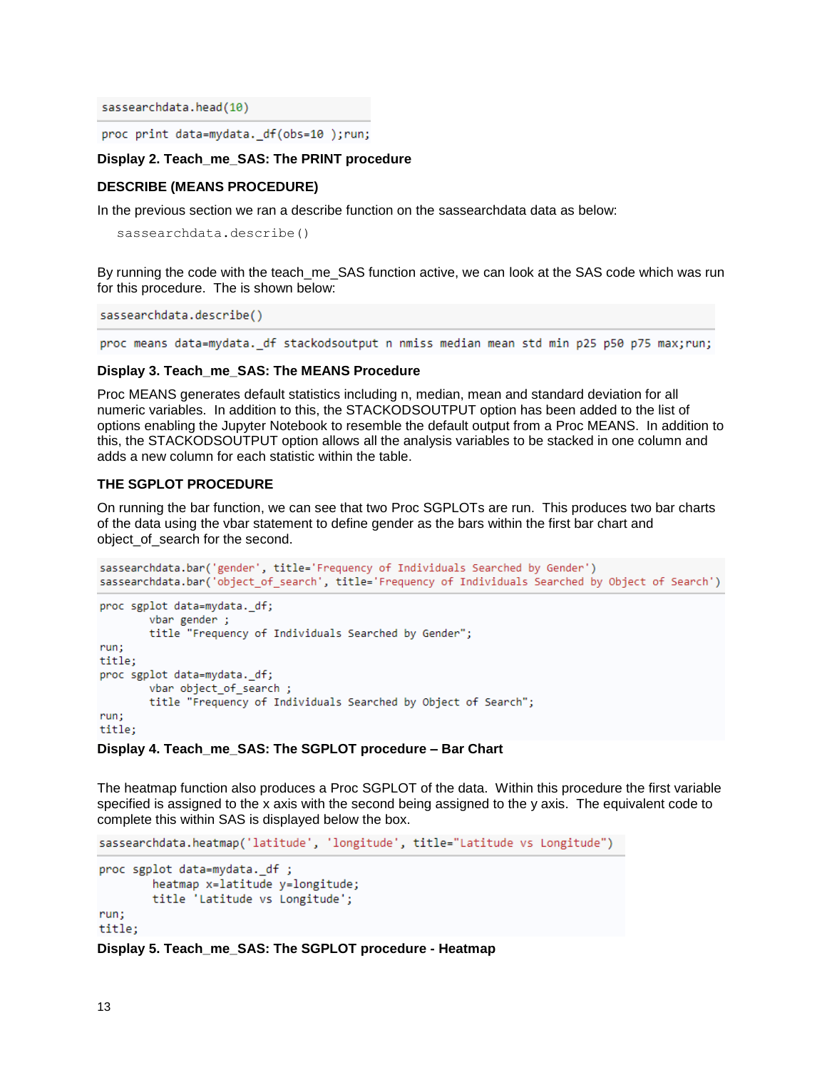```
sassearchdata.head(10)
```

```
proc print data=mydata._df(obs=10 );run;
```

**Display 2. Teach_me_SAS: The PRINT procedure**

**DESCRIBE (MEANS PROCEDURE)**

In the previous section we ran a describe function on the sassearchdata data as below:

```
sassearchdata.describe()
```

By running the code with the teach_me_SAS function active, we can look at the SAS code which was run for this procedure. The is shown below:

```
sassearchdata.describe()
```

```
proc means data=mydata._df stackodsoutput n nmiss median mean std min p25 p50 p75 max;run;
```

**Display 3. Teach_me_SAS: The MEANS Procedure**

Proc MEANS generates default statistics including n, median, mean and standard deviation for all numeric variables. In addition to this, the STACKODSOUTPUT option has been added to the list of options enabling the Jupyter Notebook to resemble the default output from a Proc MEANS. In addition to this, the STACKODSOUTPUT option allows all the analysis variables to be stacked in one column and adds a new column for each statistic within the table.

**THE SGPLOT PROCEDURE**

On running the bar function, we can see that two Proc SGPLOTs are run. This produces two bar charts of the data using the vbar statement to define gender as the bars within the first bar chart and object_of_search for the second.

```
sassearchdata.bar('gender', title='Frequency of Individuals Searched by Gender')
sassearchdata.bar('object_of_search', title='Frequency of Individuals Searched by Object of Search')
```

```
proc sgplot data=mydata._df;
        vbar gender ;
        title "Frequency of Individuals Searched by Gender";
run;
title;
proc sgplot data=mydata._df;
        vbar object_of_search ;
        title "Frequency of Individuals Searched by Object of Search";
run;
title;
```

**Display 4. Teach_me_SAS: The SGPLOT procedure – Bar Chart**

The heatmap function also produces a Proc SGPLOT of the data. Within this procedure the first variable specified is assigned to the x axis with the second being assigned to the y axis. The equivalent code to complete this within SAS is displayed below the box.

```
sassearchdata.heatmap('latitude', 'longitude', title="Latitude vs Longitude")
```

```
proc sgplot data=mydata._df ;
        heatmap x=latitude y=longitude;
        title 'Latitude vs Longitude';
run;
title;
```

**Display 5. Teach_me_SAS: The SGPLOT procedure - Heatmap**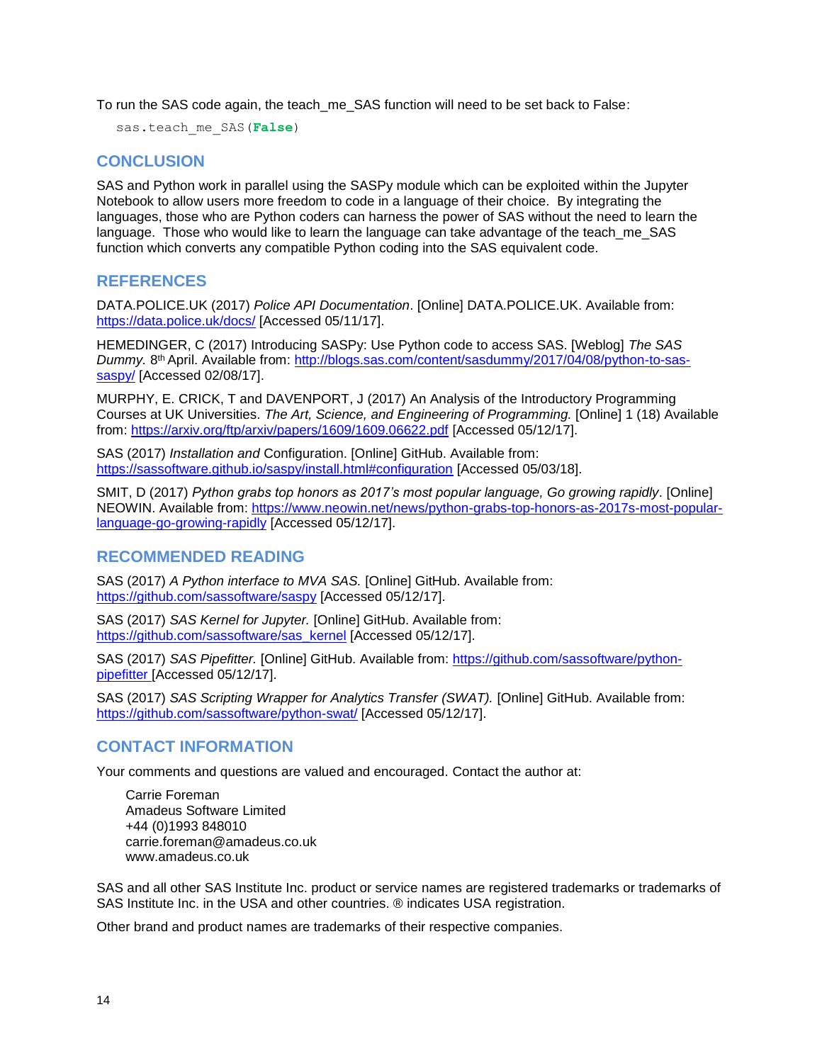To run the SAS code again, the teach_me_SAS function will need to be set back to False:

```
sas.teach_me_SAS(False)
```

## CONCLUSION

SAS and Python work in parallel using the SASPy module which can be exploited within the Jupyter Notebook to allow users more freedom to code in a language of their choice. By integrating the languages, those who are Python coders can harness the power of SAS without the need to learn the language. Those who would like to learn the language can take advantage of the teach_me_SAS function which converts any compatible Python coding into the SAS equivalent code.

## REFERENCES

DATA.POLICE.UK (2017) *Police API Documentation*. [Online] DATA.POLICE.UK. Available from: https://data.police.uk/docs/ [Accessed 05/11/17].

HEMEDINGER, C (2017) Introducing SASPy: Use Python code to access SAS. [Weblog] *The SAS Dummy.* 8th April. Available from: http://blogs.sas.com/content/sasdummy/2017/04/08/python-to-sas-saspy/ [Accessed 02/08/17].

MURPHY, E. CRICK, T and DAVENPORT, J (2017) An Analysis of the Introductory Programming Courses at UK Universities. *The Art, Science, and Engineering of Programming.* [Online] 1 (18) Available from: https://arxiv.org/ftp/arxiv/papers/1609/1609.06622.pdf [Accessed 05/12/17].

SAS (2017) *Installation and* Configuration. [Online] GitHub. Available from: https://sassoftware.github.io/saspy/install.html#configuration [Accessed 05/03/18].

SMIT, D (2017) *Python grabs top honors as 2017's most popular language, Go growing rapidly*. [Online] NEOWIN. Available from: https://www.neowin.net/news/python-grabs-top-honors-as-2017s-most-popular-language-go-growing-rapidly [Accessed 05/12/17].

## RECOMMENDED READING

SAS (2017) *A Python interface to MVA SAS.* [Online] GitHub. Available from: https://github.com/sassoftware/saspy [Accessed 05/12/17].

SAS (2017) *SAS Kernel for Jupyter.* [Online] GitHub. Available from: https://github.com/sassoftware/sas_kernel [Accessed 05/12/17].

SAS (2017) *SAS Pipefitter.* [Online] GitHub. Available from: https://github.com/sassoftware/python-pipefitter [Accessed 05/12/17].

SAS (2017) *SAS Scripting Wrapper for Analytics Transfer (SWAT).* [Online] GitHub. Available from: https://github.com/sassoftware/python-swat/ [Accessed 05/12/17].

## CONTACT INFORMATION

Your comments and questions are valued and encouraged. Contact the author at:

Carrie Foreman
Amadeus Software Limited
+44 (0)1993 848010
carrie.foreman@amadeus.co.uk
www.amadeus.co.uk

SAS and all other SAS Institute Inc. product or service names are registered trademarks or trademarks of SAS Institute Inc. in the USA and other countries. ® indicates USA registration.

Other brand and product names are trademarks of their respective companies.